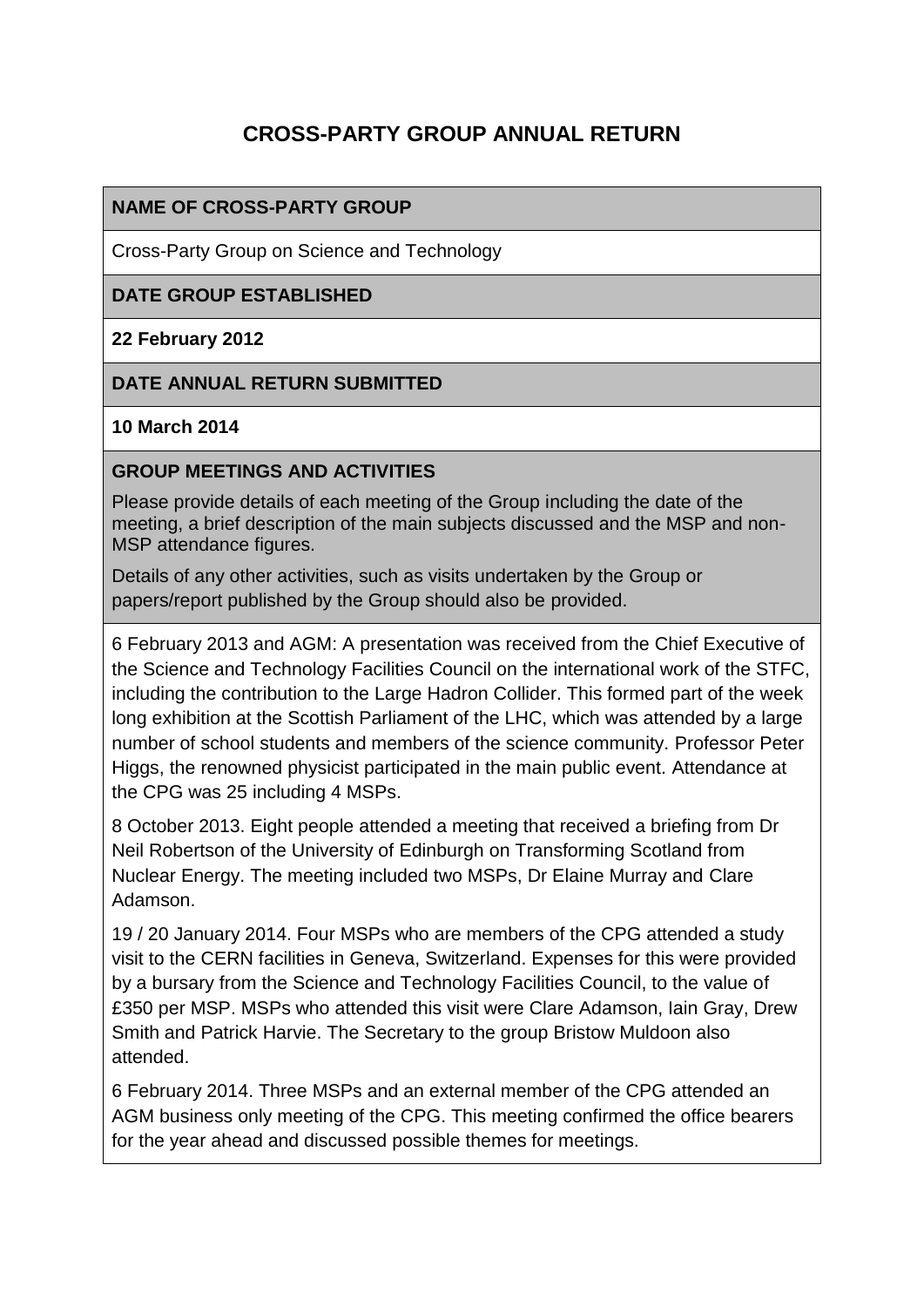# CROSS-PARTY GROUP ANNUAL RETURN

**NAME OF CROSS-PARTY GROUP**

Cross-Party Group on Science and Technology

**DATE GROUP ESTABLISHED**

**22 February 2012**

**DATE ANNUAL RETURN SUBMITTED**

**10 March 2014**

**GROUP MEETINGS AND ACTIVITIES**

Please provide details of each meeting of the Group including the date of the meeting, a brief description of the main subjects discussed and the MSP and non-MSP attendance figures.

Details of any other activities, such as visits undertaken by the Group or papers/report published by the Group should also be provided.

6 February 2013 and AGM: A presentation was received from the Chief Executive of the Science and Technology Facilities Council on the international work of the STFC, including the contribution to the Large Hadron Collider. This formed part of the week long exhibition at the Scottish Parliament of the LHC, which was attended by a large number of school students and members of the science community. Professor Peter Higgs, the renowned physicist participated in the main public event. Attendance at the CPG was 25 including 4 MSPs.

8 October 2013. Eight people attended a meeting that received a briefing from Dr Neil Robertson of the University of Edinburgh on Transforming Scotland from Nuclear Energy. The meeting included two MSPs, Dr Elaine Murray and Clare Adamson.

19 / 20 January 2014. Four MSPs who are members of the CPG attended a study visit to the CERN facilities in Geneva, Switzerland. Expenses for this were provided by a bursary from the Science and Technology Facilities Council, to the value of £350 per MSP. MSPs who attended this visit were Clare Adamson, Iain Gray, Drew Smith and Patrick Harvie. The Secretary to the group Bristow Muldoon also attended.

6 February 2014. Three MSPs and an external member of the CPG attended an AGM business only meeting of the CPG. This meeting confirmed the office bearers for the year ahead and discussed possible themes for meetings.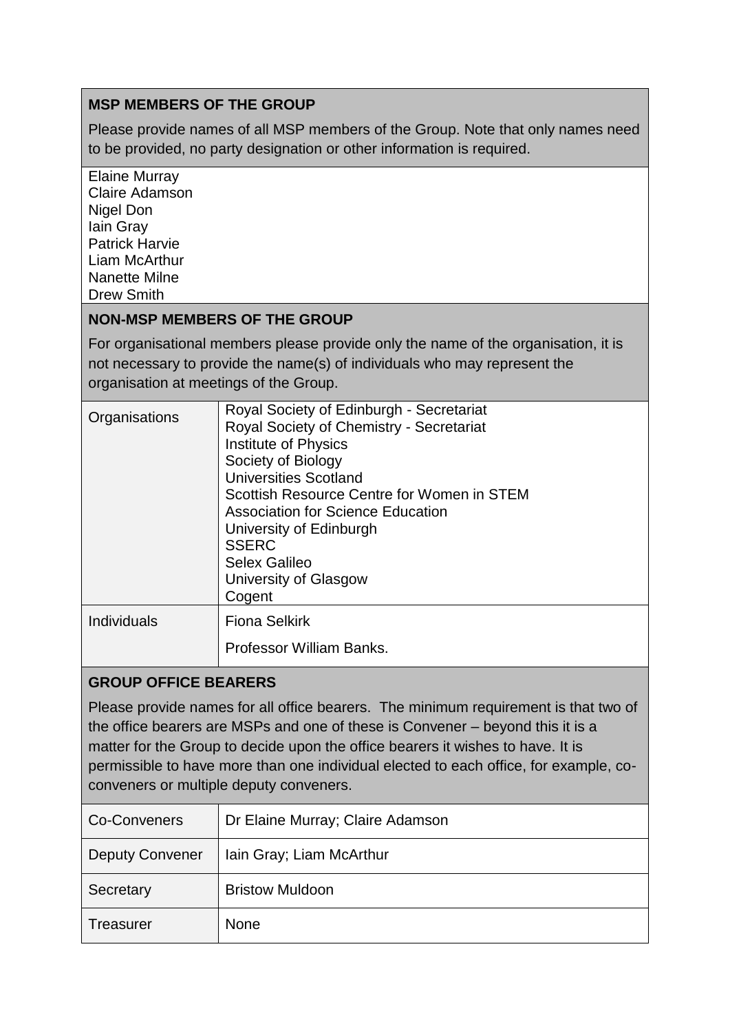## MSP MEMBERS OF THE GROUP

Please provide names of all MSP members of the Group. Note that only names need to be provided, no party designation or other information is required.

Elaine Murray
Claire Adamson
Nigel Don
Iain Gray
Patrick Harvie
Liam McArthur
Nanette Milne
Drew Smith

## NON-MSP MEMBERS OF THE GROUP

For organisational members please provide only the name of the organisation, it is not necessary to provide the name(s) of individuals who may represent the organisation at meetings of the Group.

| | |
|---|---|
| Organisations | Royal Society of Edinburgh - Secretariat<br>Royal Society of Chemistry - Secretariat<br>Institute of Physics<br>Society of Biology<br>Universities Scotland<br>Scottish Resource Centre for Women in STEM<br>Association for Science Education<br>University of Edinburgh<br>SSERC<br>Selex Galileo<br>University of Glasgow<br>Cogent |
| Individuals | Fiona Selkirk<br><br>Professor William Banks. |

## GROUP OFFICE BEARERS

Please provide names for all office bearers. The minimum requirement is that two of the office bearers are MSPs and one of these is Convener – beyond this it is a matter for the Group to decide upon the office bearers it wishes to have. It is permissible to have more than one individual elected to each office, for example, co-conveners or multiple deputy conveners.

| | |
|---|---|
| Co-Conveners | Dr Elaine Murray; Claire Adamson |
| Deputy Convener | Iain Gray; Liam McArthur |
| Secretary | Bristow Muldoon |
| Treasurer | None |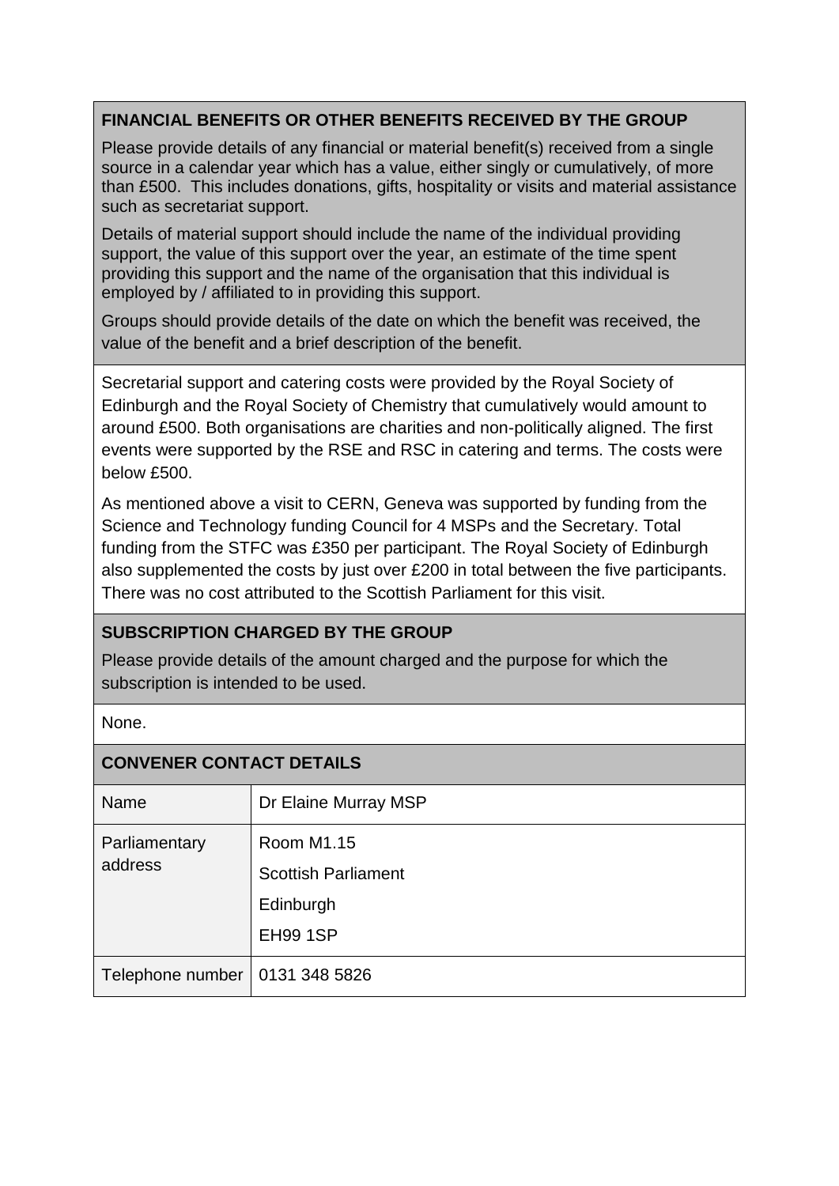**FINANCIAL BENEFITS OR OTHER BENEFITS RECEIVED BY THE GROUP**

Please provide details of any financial or material benefit(s) received from a single source in a calendar year which has a value, either singly or cumulatively, of more than £500. This includes donations, gifts, hospitality or visits and material assistance such as secretariat support.

Details of material support should include the name of the individual providing support, the value of this support over the year, an estimate of the time spent providing this support and the name of the organisation that this individual is employed by / affiliated to in providing this support.

Groups should provide details of the date on which the benefit was received, the value of the benefit and a brief description of the benefit.

Secretarial support and catering costs were provided by the Royal Society of Edinburgh and the Royal Society of Chemistry that cumulatively would amount to around £500. Both organisations are charities and non-politically aligned. The first events were supported by the RSE and RSC in catering and terms. The costs were below £500.

As mentioned above a visit to CERN, Geneva was supported by funding from the Science and Technology funding Council for 4 MSPs and the Secretary. Total funding from the STFC was £350 per participant. The Royal Society of Edinburgh also supplemented the costs by just over £200 in total between the five participants. There was no cost attributed to the Scottish Parliament for this visit.

**SUBSCRIPTION CHARGED BY THE GROUP**

Please provide details of the amount charged and the purpose for which the subscription is intended to be used.

None.

**CONVENER CONTACT DETAILS**

| | |
|---|---|
| Name | Dr Elaine Murray MSP |
| Parliamentary address | Room M1.15<br>Scottish Parliament<br>Edinburgh<br>EH99 1SP |
| Telephone number | 0131 348 5826 |